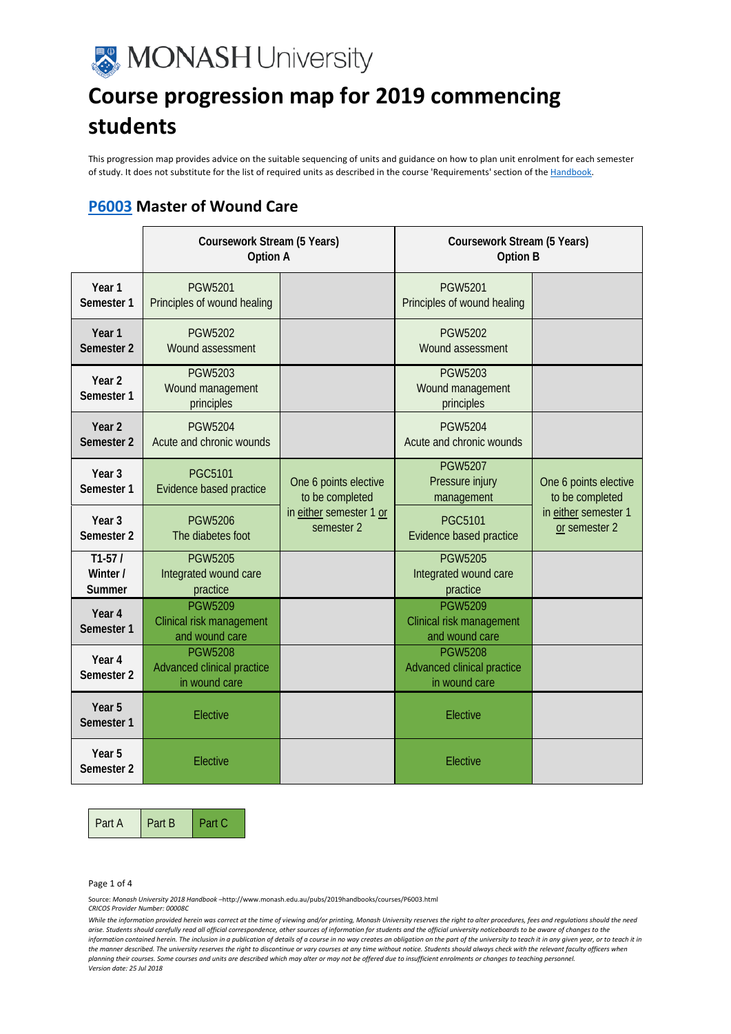![Monash University logo] MONASH University

# Course progression map for 2019 commencing students

This progression map provides advice on the suitable sequencing of units and guidance on how to plan unit enrolment for each semester of study. It does not substitute for the list of required units as described in the course 'Requirements' section of the Handbook.

## P6003 Master of Wound Care

| | Coursework Stream (5 Years) Option A | | Coursework Stream (5 Years) Option B | |
|---|---|---|---|---|
| **Year 1 Semester 1** | PGW5201 Principles of wound healing | | PGW5201 Principles of wound healing | |
| **Year 1 Semester 2** | PGW5202 Wound assessment | | PGW5202 Wound assessment | |
| **Year 2 Semester 1** | PGW5203 Wound management principles | | PGW5203 Wound management principles | |
| **Year 2 Semester 2** | PGW5204 Acute and chronic wounds | | PGW5204 Acute and chronic wounds | |
| **Year 3 Semester 1** | PGC5101 Evidence based practice | One 6 points elective to be completed in either semester 1 or semester 2 | PGW5207 Pressure injury management | One 6 points elective to be completed in either semester 1 or semester 2 |
| **Year 3 Semester 2** | PGW5206 The diabetes foot | | PGC5101 Evidence based practice | |
| **T1-57 / Winter / Summer** | PGW5205 Integrated wound care practice | | PGW5205 Integrated wound care practice | |
| **Year 4 Semester 1** | PGW5209 Clinical risk management and wound care | | PGW5209 Clinical risk management and wound care | |
| **Year 4 Semester 2** | PGW5208 Advanced clinical practice in wound care | | PGW5208 Advanced clinical practice in wound care | |
| **Year 5 Semester 1** | Elective | | Elective | |
| **Year 5 Semester 2** | Elective | | Elective | |

| Part A | Part B | Part C |
|---|---|---|

Source: *Monash University 2018 Handbook* –http://www.monash.edu.au/pubs/2019handbooks/courses/P6003.html
*CRICOS Provider Number: 00008C*

*While the information provided herein was correct at the time of viewing and/or printing, Monash University reserves the right to alter procedures, fees and regulations should the need arise. Students should carefully read all official correspondence, other sources of information for students and the official university noticeboards to be aware of changes to the information contained herein. The inclusion in a publication of details of a course in no way creates an obligation on the part of the university to teach it in any given year, or to teach it in the manner described. The university reserves the right to discontinue or vary courses at any time without notice. Students should always check with the relevant faculty officers when planning their courses. Some courses and units are described which may alter or may not be offered due to insufficient enrolments or changes to teaching personnel.*
*Version date: 25 Jul 2018*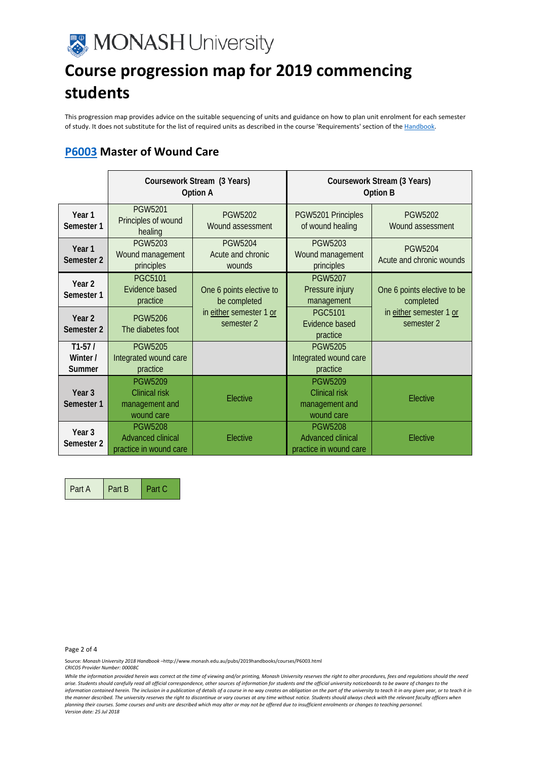# Course progression map for 2019 commencing students

This progression map provides advice on the suitable sequencing of units and guidance on how to plan unit enrolment for each semester of study. It does not substitute for the list of required units as described in the course 'Requirements' section of the Handbook.

## P6003 Master of Wound Care

| | Coursework Stream (3 Years) Option A | | Coursework Stream (3 Years) Option B | |
|---|---|---|---|---|
| **Year 1 Semester 1** | PGW5201 Principles of wound healing | PGW5202 Wound assessment | PGW5201 Principles of wound healing | PGW5202 Wound assessment |
| **Year 1 Semester 2** | PGW5203 Wound management principles | PGW5204 Acute and chronic wounds | PGW5203 Wound management principles | PGW5204 Acute and chronic wounds |
| **Year 2 Semester 1** | PGC5101 Evidence based practice | One 6 points elective to be completed in either semester 1 or semester 2 | PGW5207 Pressure injury management | One 6 points elective to be completed in either semester 1 or semester 2 |
| **Year 2 Semester 2** | PGW5206 The diabetes foot | | PGC5101 Evidence based practice | |
| **T1-57 / Winter / Summer** | PGW5205 Integrated wound care practice | | PGW5205 Integrated wound care practice | |
| **Year 3 Semester 1** | PGW5209 Clinical risk management and wound care | Elective | PGW5209 Clinical risk management and wound care | Elective |
| **Year 3 Semester 2** | PGW5208 Advanced clinical practice in wound care | Elective | PGW5208 Advanced clinical practice in wound care | Elective |

| Part A | Part B | Part C |
|---|---|---|

Source: *Monash University 2018 Handbook* –http://www.monash.edu.au/pubs/2019handbooks/courses/P6003.html
*CRICOS Provider Number: 00008C*

*While the information provided herein was correct at the time of viewing and/or printing, Monash University reserves the right to alter procedures, fees and regulations should the need arise. Students should carefully read all official correspondence, other sources of information for students and the official university noticeboards to be aware of changes to the information contained herein. The inclusion in a publication of details of a course in no way creates an obligation on the part of the university to teach it in any given year, or to teach it in the manner described. The university reserves the right to discontinue or vary courses at any time without notice. Students should always check with the relevant faculty officers when planning their courses. Some courses and units are described which may alter or may not be offered due to insufficient enrolments or changes to teaching personnel.*
*Version date: 25 Jul 2018*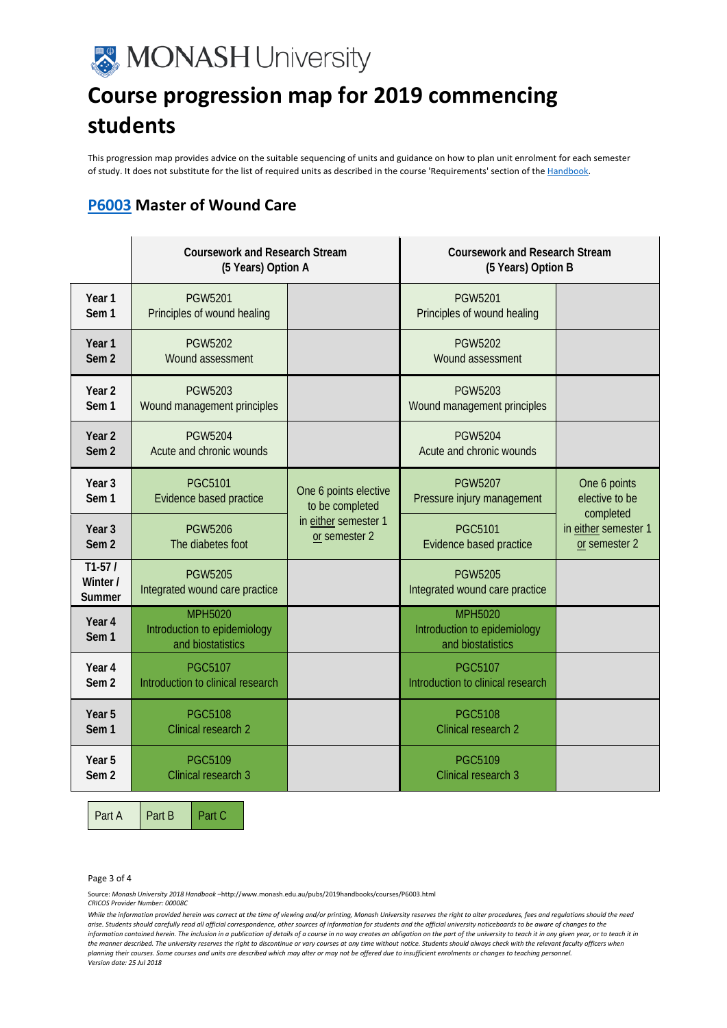# Course progression map for 2019 commencing students

This progression map provides advice on the suitable sequencing of units and guidance on how to plan unit enrolment for each semester of study. It does not substitute for the list of required units as described in the course 'Requirements' section of the Handbook.

## P6003 Master of Wound Care

| | Coursework and Research Stream (5 Years) Option A | | Coursework and Research Stream (5 Years) Option B | |
|---|---|---|---|---|
| Year 1 Sem 1 | PGW5201 Principles of wound healing | | PGW5201 Principles of wound healing | |
| Year 1 Sem 2 | PGW5202 Wound assessment | | PGW5202 Wound assessment | |
| Year 2 Sem 1 | PGW5203 Wound management principles | | PGW5203 Wound management principles | |
| Year 2 Sem 2 | PGW5204 Acute and chronic wounds | | PGW5204 Acute and chronic wounds | |
| Year 3 Sem 1 | PGC5101 Evidence based practice | One 6 points elective to be completed in either semester 1 or semester 2 | PGW5207 Pressure injury management | One 6 points elective to be completed in either semester 1 or semester 2 |
| Year 3 Sem 2 | PGW5206 The diabetes foot | | PGC5101 Evidence based practice | |
| T1-57 / Winter / Summer | PGW5205 Integrated wound care practice | | PGW5205 Integrated wound care practice | |
| Year 4 Sem 1 | MPH5020 Introduction to epidemiology and biostatistics | | MPH5020 Introduction to epidemiology and biostatistics | |
| Year 4 Sem 2 | PGC5107 Introduction to clinical research | | PGC5107 Introduction to clinical research | |
| Year 5 Sem 1 | PGC5108 Clinical research 2 | | PGC5108 Clinical research 2 | |
| Year 5 Sem 2 | PGC5109 Clinical research 3 | | PGC5109 Clinical research 3 | |

| Part A | Part B | Part C |
|---|---|---|

Source: *Monash University 2018 Handbook* –http://www.monash.edu.au/pubs/2019handbooks/courses/P6003.html
*CRICOS Provider Number: 00008C*

*While the information provided herein was correct at the time of viewing and/or printing, Monash University reserves the right to alter procedures, fees and regulations should the need arise. Students should carefully read all official correspondence, other sources of information for students and the official university noticeboards to be aware of changes to the information contained herein. The inclusion in a publication of details of a course in no way creates an obligation on the part of the university to teach it in any given year, or to teach it in the manner described. The university reserves the right to discontinue or vary courses at any time without notice. Students should always check with the relevant faculty officers when planning their courses. Some courses and units are described which may alter or may not be offered due to insufficient enrolments or changes to teaching personnel.*
*Version date: 25 Jul 2018*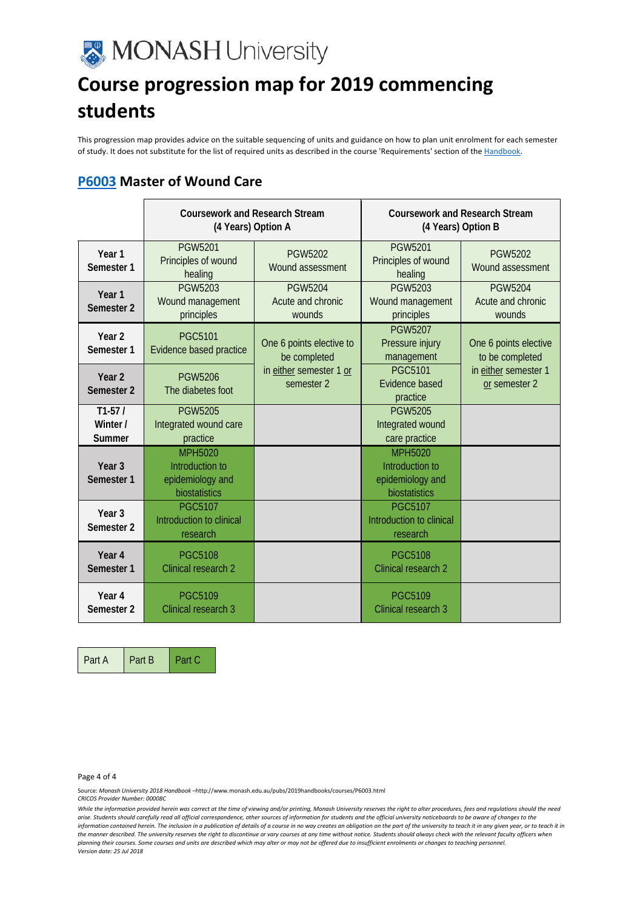# Course progression map for 2019 commencing students

This progression map provides advice on the suitable sequencing of units and guidance on how to plan unit enrolment for each semester of study. It does not substitute for the list of required units as described in the course 'Requirements' section of the Handbook.

## P6003 Master of Wound Care

| | Coursework and Research Stream (4 Years) Option A | | Coursework and Research Stream (4 Years) Option B | |
|---|---|---|---|---|
| **Year 1 Semester 1** | PGW5201 Principles of wound healing | PGW5202 Wound assessment | PGW5201 Principles of wound healing | PGW5202 Wound assessment |
| **Year 1 Semester 2** | PGW5203 Wound management principles | PGW5204 Acute and chronic wounds | PGW5203 Wound management principles | PGW5204 Acute and chronic wounds |
| **Year 2 Semester 1** | PGC5101 Evidence based practice | One 6 points elective to be completed in either semester 1 or semester 2 | PGW5207 Pressure injury management | One 6 points elective to be completed in either semester 1 or semester 2 |
| **Year 2 Semester 2** | PGW5206 The diabetes foot | | PGC5101 Evidence based practice | |
| **T1-57 / Winter / Summer** | PGW5205 Integrated wound care practice | | PGW5205 Integrated wound care practice | |
| **Year 3 Semester 1** | MPH5020 Introduction to epidemiology and biostatistics | | MPH5020 Introduction to epidemiology and biostatistics | |
| **Year 3 Semester 2** | PGC5107 Introduction to clinical research | | PGC5107 Introduction to clinical research | |
| **Year 4 Semester 1** | PGC5108 Clinical research 2 | | PGC5108 Clinical research 2 | |
| **Year 4 Semester 2** | PGC5109 Clinical research 3 | | PGC5109 Clinical research 3 | |

| Part A | Part B | Part C |
|---|---|---|

Source: *Monash University 2018 Handbook* –http://www.monash.edu.au/pubs/2019handbooks/courses/P6003.html
*CRICOS Provider Number: 00008C*

*While the information provided herein was correct at the time of viewing and/or printing, Monash University reserves the right to alter procedures, fees and regulations should the need arise. Students should carefully read all official correspondence, other sources of information for students and the official university noticeboards to be aware of changes to the information contained herein. The inclusion in a publication of details of a course in no way creates an obligation on the part of the university to teach it in any given year, or to teach it in the manner described. The university reserves the right to discontinue or vary courses at any time without notice. Students should always check with the relevant faculty officers when planning their courses. Some courses and units are described which may alter or may not be offered due to insufficient enrolments or changes to teaching personnel.*
*Version date: 25 Jul 2018*